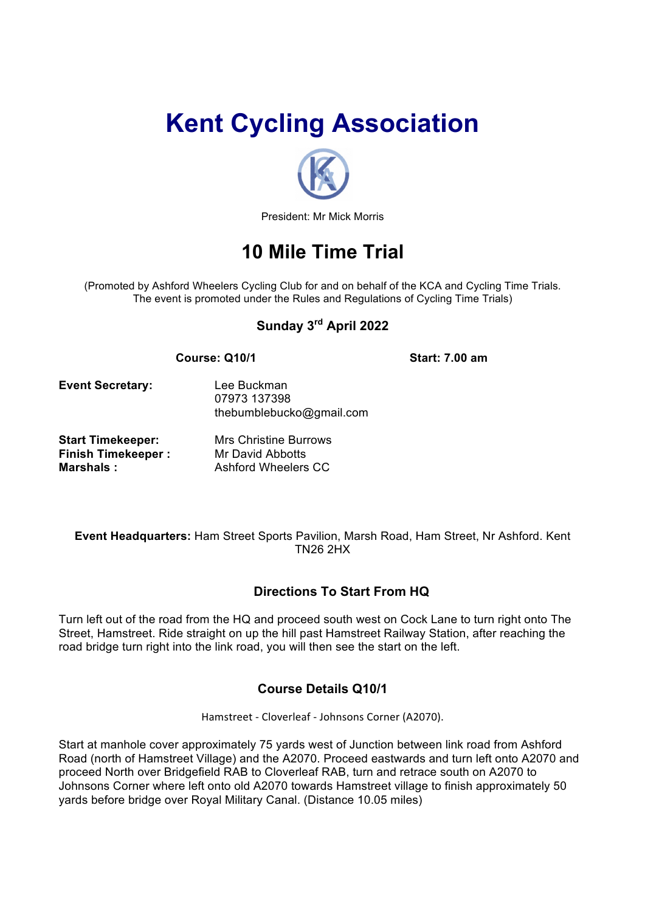# Kent Cycling Association

President: Mr Mick Morris

## 10 Mile Time Trial

(Promoted by Ashford Wheelers Cycling Club for and on behalf of the KCA and Cycling Time Trials. The event is promoted under the Rules and Regulations of Cycling Time Trials)

### Sunday 3rd April 2022

**Course: Q10/1** **Start: 7.00 am**

**Event Secretary:** Lee Buckman
07973 137398
thebumblebucko@gmail.com

**Start Timekeeper:** Mrs Christine Burrows
**Finish Timekeeper :** Mr David Abbotts
**Marshals :** Ashford Wheelers CC

**Event Headquarters:** Ham Street Sports Pavilion, Marsh Road, Ham Street, Nr Ashford. Kent TN26 2HX

### Directions To Start From HQ

Turn left out of the road from the HQ and proceed south west on Cock Lane to turn right onto The Street, Hamstreet. Ride straight on up the hill past Hamstreet Railway Station, after reaching the road bridge turn right into the link road, you will then see the start on the left.

### Course Details Q10/1

Hamstreet - Cloverleaf - Johnsons Corner (A2070).

Start at manhole cover approximately 75 yards west of Junction between link road from Ashford Road (north of Hamstreet Village) and the A2070. Proceed eastwards and turn left onto A2070 and proceed North over Bridgefield RAB to Cloverleaf RAB, turn and retrace south on A2070 to Johnsons Corner where left onto old A2070 towards Hamstreet village to finish approximately 50 yards before bridge over Royal Military Canal. (Distance 10.05 miles)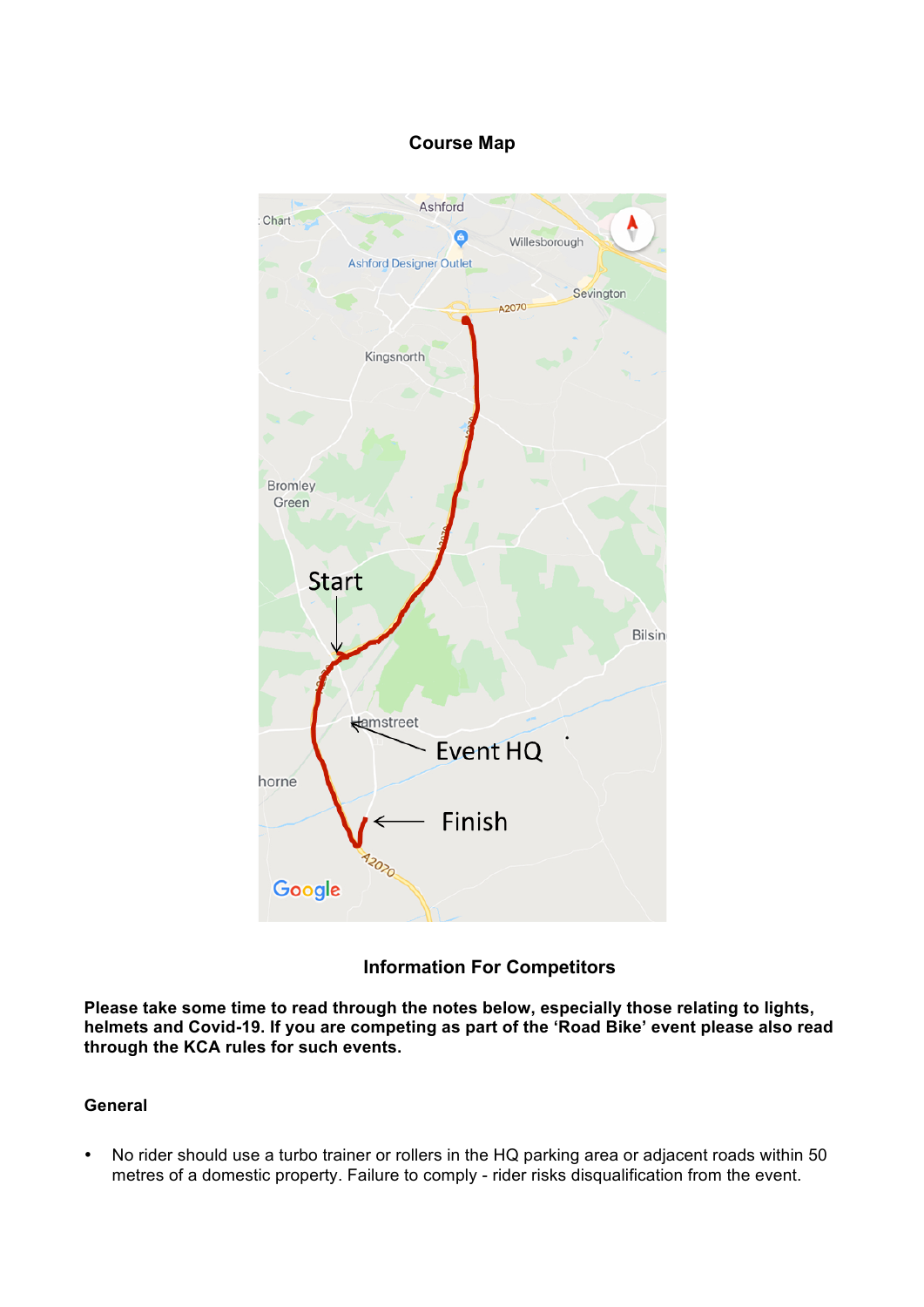## Course Map

## Information For Competitors

**Please take some time to read through the notes below, especially those relating to lights, helmets and Covid-19. If you are competing as part of the 'Road Bike' event please also read through the KCA rules for such events.**

### General

- No rider should use a turbo trainer or rollers in the HQ parking area or adjacent roads within 50 metres of a domestic property. Failure to comply - rider risks disqualification from the event.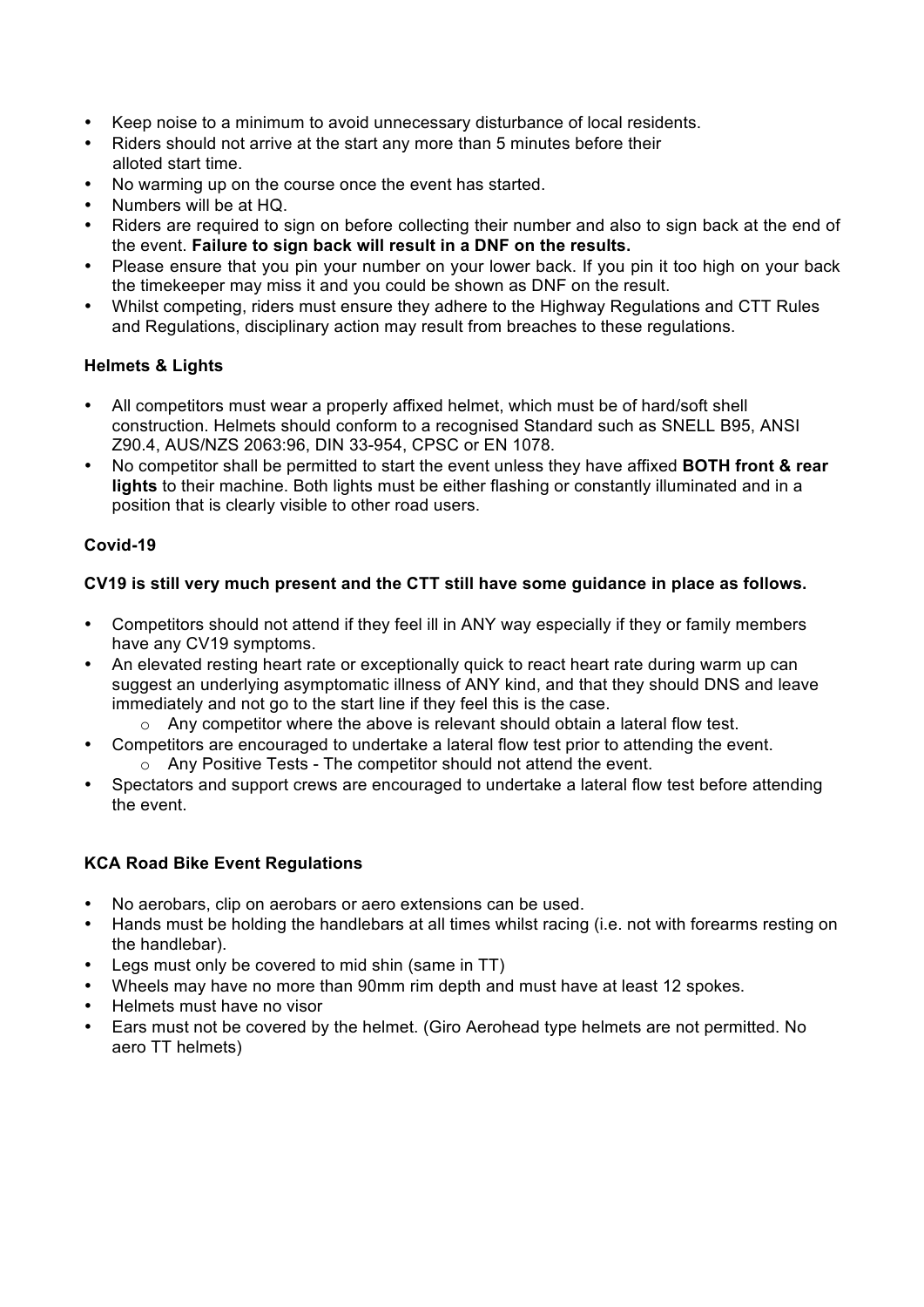- Keep noise to a minimum to avoid unnecessary disturbance of local residents.
- Riders should not arrive at the start any more than 5 minutes before their alloted start time.
- No warming up on the course once the event has started.
- Numbers will be at HQ.
- Riders are required to sign on before collecting their number and also to sign back at the end of the event. **Failure to sign back will result in a DNF on the results.**
- Please ensure that you pin your number on your lower back. If you pin it too high on your back the timekeeper may miss it and you could be shown as DNF on the result.
- Whilst competing, riders must ensure they adhere to the Highway Regulations and CTT Rules and Regulations, disciplinary action may result from breaches to these regulations.

### Helmets & Lights

- All competitors must wear a properly affixed helmet, which must be of hard/soft shell construction. Helmets should conform to a recognised Standard such as SNELL B95, ANSI Z90.4, AUS/NZS 2063:96, DIN 33-954, CPSC or EN 1078.
- No competitor shall be permitted to start the event unless they have affixed **BOTH front & rear lights** to their machine. Both lights must be either flashing or constantly illuminated and in a position that is clearly visible to other road users.

### Covid-19

**CV19 is still very much present and the CTT still have some guidance in place as follows.**

- Competitors should not attend if they feel ill in ANY way especially if they or family members have any CV19 symptoms.
- An elevated resting heart rate or exceptionally quick to react heart rate during warm up can suggest an underlying asymptomatic illness of ANY kind, and that they should DNS and leave immediately and not go to the start line if they feel this is the case.
  - Any competitor where the above is relevant should obtain a lateral flow test.
- Competitors are encouraged to undertake a lateral flow test prior to attending the event.
  - Any Positive Tests - The competitor should not attend the event.
- Spectators and support crews are encouraged to undertake a lateral flow test before attending the event.

### KCA Road Bike Event Regulations

- No aerobars, clip on aerobars or aero extensions can be used.
- Hands must be holding the handlebars at all times whilst racing (i.e. not with forearms resting on the handlebar).
- Legs must only be covered to mid shin (same in TT)
- Wheels may have no more than 90mm rim depth and must have at least 12 spokes.
- Helmets must have no visor
- Ears must not be covered by the helmet. (Giro Aerohead type helmets are not permitted. No aero TT helmets)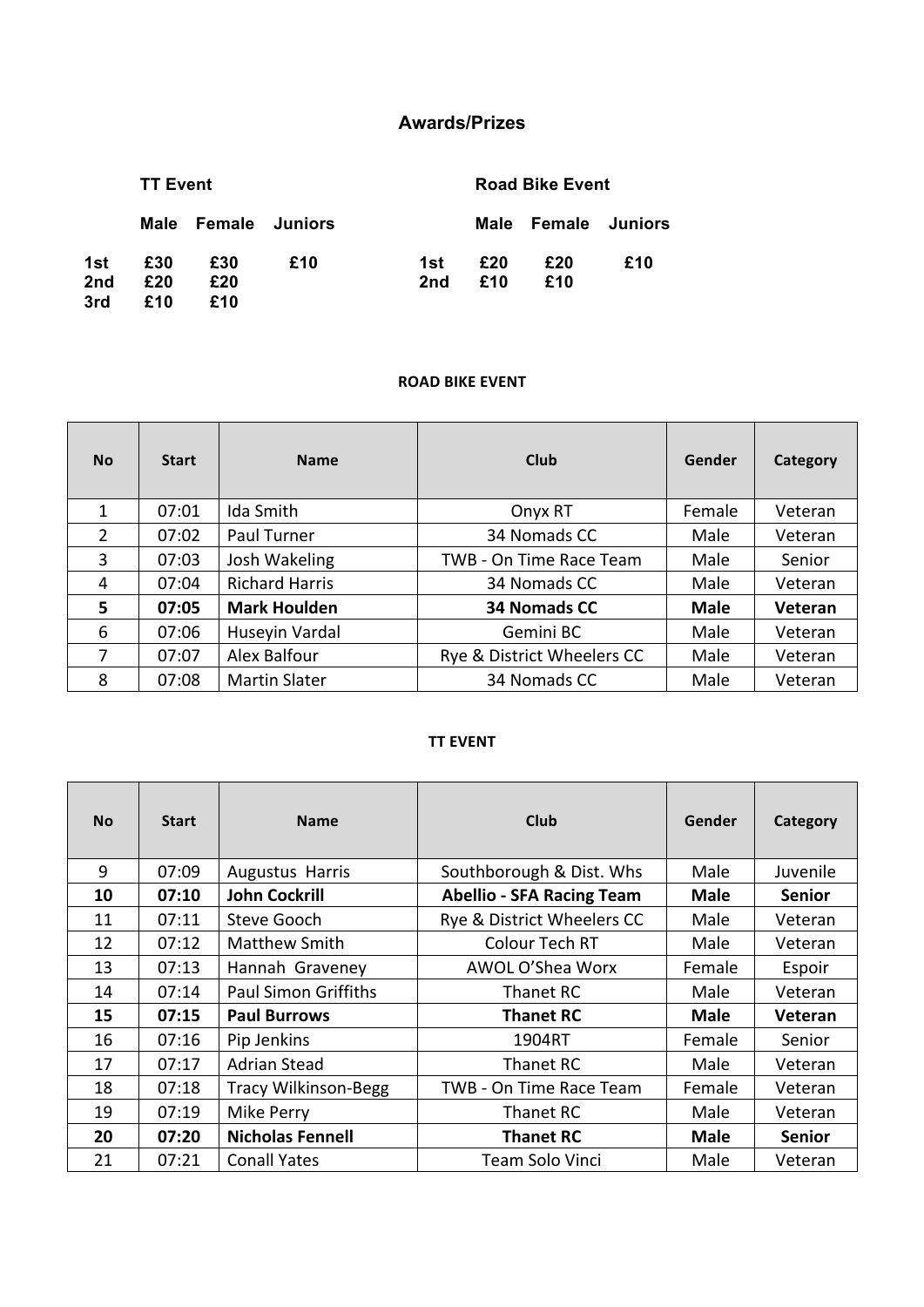## Awards/Prizes

**TT Event**

| | Male | Female | Juniors |
|---|---|---|---|
| 1st | £30 | £30 | £10 |
| 2nd | £20 | £20 | |
| 3rd | £10 | £10 | |

**Road Bike Event**

| | Male | Female | Juniors |
|---|---|---|---|
| 1st | £20 | £20 | £10 |
| 2nd | £10 | £10 | |

### ROAD BIKE EVENT

| No | Start | Name | Club | Gender | Category |
|---|---|---|---|---|---|
| 1 | 07:01 | Ida Smith | Onyx RT | Female | Veteran |
| 2 | 07:02 | Paul Turner | 34 Nomads CC | Male | Veteran |
| 3 | 07:03 | Josh Wakeling | TWB - On Time Race Team | Male | Senior |
| 4 | 07:04 | Richard Harris | 34 Nomads CC | Male | Veteran |
| **5** | **07:05** | **Mark Houlden** | **34 Nomads CC** | **Male** | **Veteran** |
| 6 | 07:06 | Huseyin Vardal | Gemini BC | Male | Veteran |
| 7 | 07:07 | Alex Balfour | Rye & District Wheelers CC | Male | Veteran |
| 8 | 07:08 | Martin Slater | 34 Nomads CC | Male | Veteran |

### TT EVENT

| No | Start | Name | Club | Gender | Category |
|---|---|---|---|---|---|
| 9 | 07:09 | Augustus Harris | Southborough & Dist. Whs | Male | Juvenile |
| **10** | **07:10** | **John Cockrill** | **Abellio - SFA Racing Team** | **Male** | **Senior** |
| 11 | 07:11 | Steve Gooch | Rye & District Wheelers CC | Male | Veteran |
| 12 | 07:12 | Matthew Smith | Colour Tech RT | Male | Veteran |
| 13 | 07:13 | Hannah Graveney | AWOL O'Shea Worx | Female | Espoir |
| 14 | 07:14 | Paul Simon Griffiths | Thanet RC | Male | Veteran |
| **15** | **07:15** | **Paul Burrows** | **Thanet RC** | **Male** | **Veteran** |
| 16 | 07:16 | Pip Jenkins | 1904RT | Female | Senior |
| 17 | 07:17 | Adrian Stead | Thanet RC | Male | Veteran |
| 18 | 07:18 | Tracy Wilkinson-Begg | TWB - On Time Race Team | Female | Veteran |
| 19 | 07:19 | Mike Perry | Thanet RC | Male | Veteran |
| **20** | **07:20** | **Nicholas Fennell** | **Thanet RC** | **Male** | **Senior** |
| 21 | 07:21 | Conall Yates | Team Solo Vinci | Male | Veteran |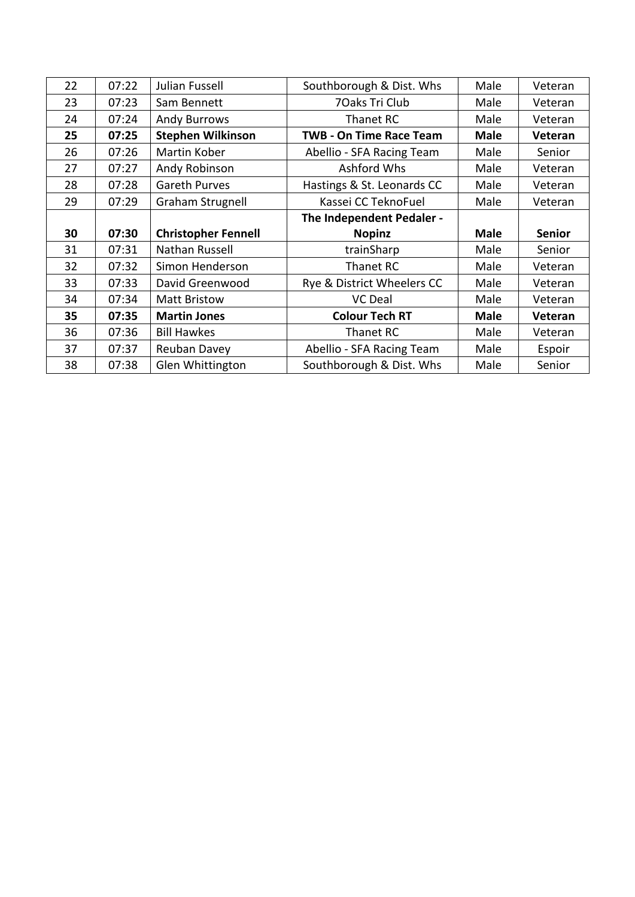| | | | | | |
|---|---|---|---|---|---|
| 22 | 07:22 | Julian Fussell | Southborough & Dist. Whs | Male | Veteran |
| 23 | 07:23 | Sam Bennett | 7Oaks Tri Club | Male | Veteran |
| 24 | 07:24 | Andy Burrows | Thanet RC | Male | Veteran |
| **25** | **07:25** | **Stephen Wilkinson** | **TWB - On Time Race Team** | **Male** | **Veteran** |
| 26 | 07:26 | Martin Kober | Abellio - SFA Racing Team | Male | Senior |
| 27 | 07:27 | Andy Robinson | Ashford Whs | Male | Veteran |
| 28 | 07:28 | Gareth Purves | Hastings & St. Leonards CC | Male | Veteran |
| 29 | 07:29 | Graham Strugnell | Kassei CC TeknoFuel | Male | Veteran |
| **30** | **07:30** | **Christopher Fennell** | **The Independent Pedaler - Nopinz** | **Male** | **Senior** |
| 31 | 07:31 | Nathan Russell | trainSharp | Male | Senior |
| 32 | 07:32 | Simon Henderson | Thanet RC | Male | Veteran |
| 33 | 07:33 | David Greenwood | Rye & District Wheelers CC | Male | Veteran |
| 34 | 07:34 | Matt Bristow | VC Deal | Male | Veteran |
| **35** | **07:35** | **Martin Jones** | **Colour Tech RT** | **Male** | **Veteran** |
| 36 | 07:36 | Bill Hawkes | Thanet RC | Male | Veteran |
| 37 | 07:37 | Reuban Davey | Abellio - SFA Racing Team | Male | Espoir |
| 38 | 07:38 | Glen Whittington | Southborough & Dist. Whs | Male | Senior |